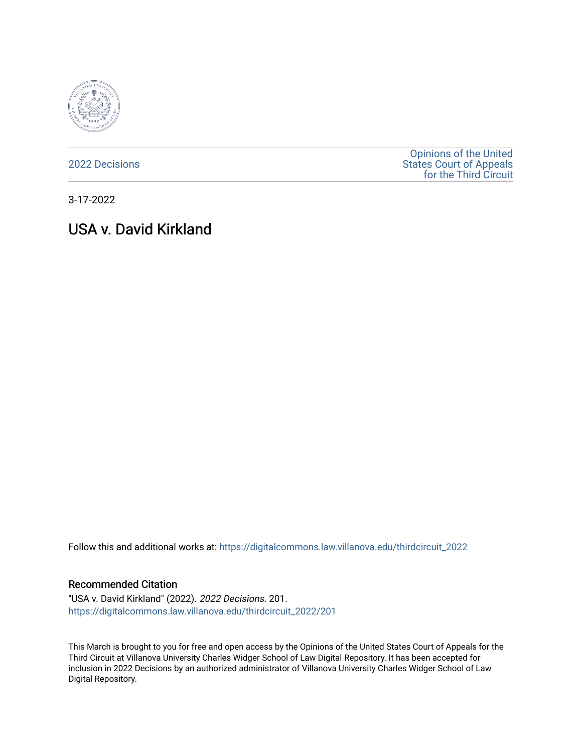2022 Decisions

Opinions of the United States Court of Appeals for the Third Circuit

3-17-2022

# USA v. David Kirkland

Follow this and additional works at: https://digitalcommons.law.villanova.edu/thirdcircuit_2022

## Recommended Citation

"USA v. David Kirkland" (2022). *2022 Decisions*. 201.
https://digitalcommons.law.villanova.edu/thirdcircuit_2022/201

This March is brought to you for free and open access by the Opinions of the United States Court of Appeals for the Third Circuit at Villanova University Charles Widger School of Law Digital Repository. It has been accepted for inclusion in 2022 Decisions by an authorized administrator of Villanova University Charles Widger School of Law Digital Repository.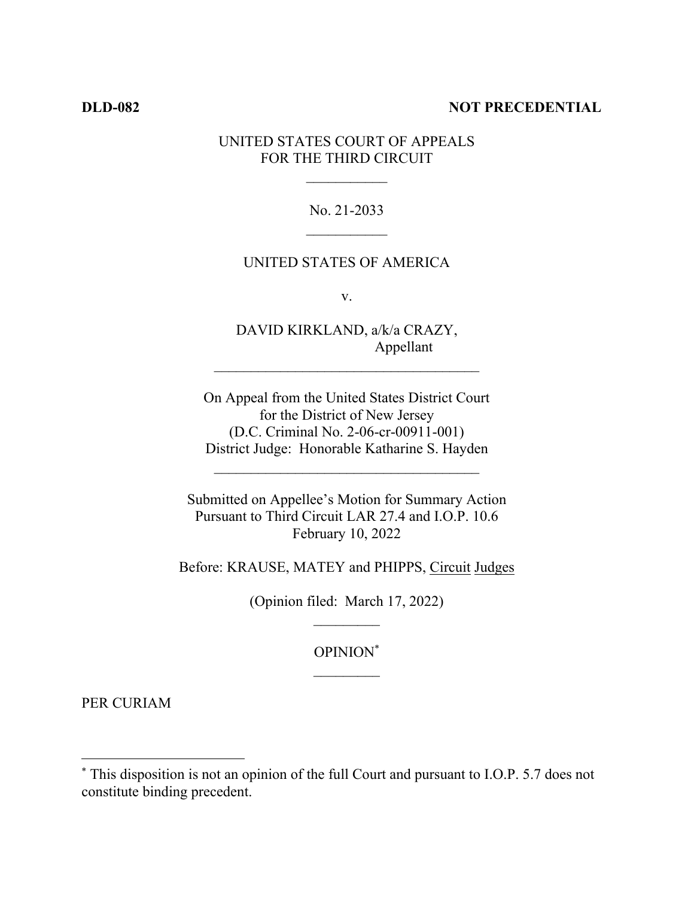**DLD-082** **NOT PRECEDENTIAL**

UNITED STATES COURT OF APPEALS
FOR THE THIRD CIRCUIT

No. 21-2033

UNITED STATES OF AMERICA

v.

DAVID KIRKLAND, a/k/a CRAZY,
Appellant

On Appeal from the United States District Court
for the District of New Jersey
(D.C. Criminal No. 2-06-cr-00911-001)
District Judge: Honorable Katharine S. Hayden

Submitted on Appellee's Motion for Summary Action
Pursuant to Third Circuit LAR 27.4 and I.O.P. 10.6
February 10, 2022

Before: KRAUSE, MATEY and PHIPPS, Circuit Judges

(Opinion filed: March 17, 2022)

OPINION[*]

PER CURIAM

[*] This disposition is not an opinion of the full Court and pursuant to I.O.P. 5.7 does not constitute binding precedent.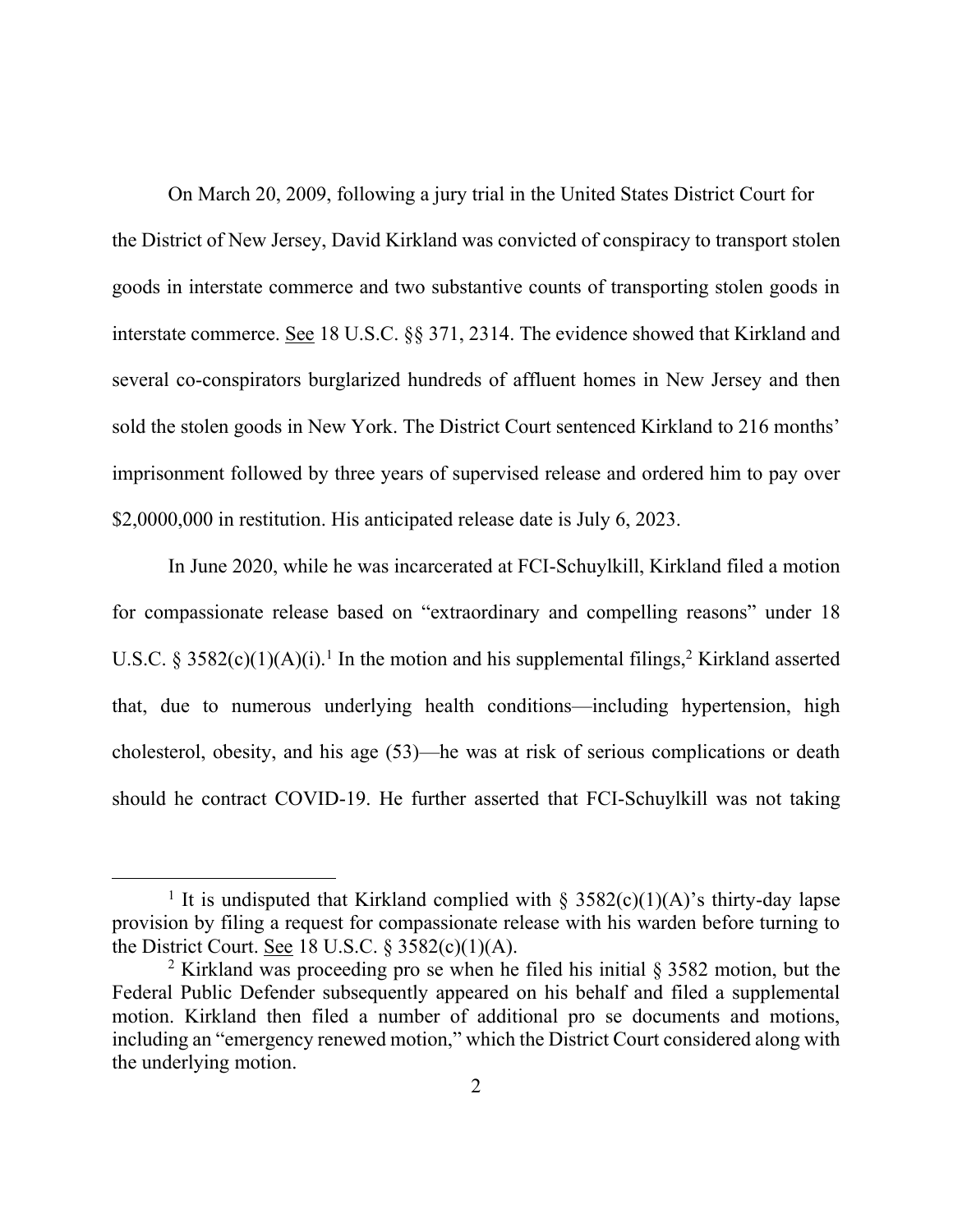On March 20, 2009, following a jury trial in the United States District Court for the District of New Jersey, David Kirkland was convicted of conspiracy to transport stolen goods in interstate commerce and two substantive counts of transporting stolen goods in interstate commerce. See 18 U.S.C. §§ 371, 2314. The evidence showed that Kirkland and several co-conspirators burglarized hundreds of affluent homes in New Jersey and then sold the stolen goods in New York. The District Court sentenced Kirkland to 216 months' imprisonment followed by three years of supervised release and ordered him to pay over $2,0000,000 in restitution. His anticipated release date is July 6, 2023.

In June 2020, while he was incarcerated at FCI-Schuylkill, Kirkland filed a motion for compassionate release based on "extraordinary and compelling reasons" under 18 U.S.C. § 3582(c)(1)(A)(i).[1] In the motion and his supplemental filings,[2] Kirkland asserted that, due to numerous underlying health conditions—including hypertension, high cholesterol, obesity, and his age (53)—he was at risk of serious complications or death should he contract COVID-19. He further asserted that FCI-Schuylkill was not taking

[1] It is undisputed that Kirkland complied with § 3582(c)(1)(A)'s thirty-day lapse provision by filing a request for compassionate release with his warden before turning to the District Court. See 18 U.S.C. § 3582(c)(1)(A).

[2] Kirkland was proceeding pro se when he filed his initial § 3582 motion, but the Federal Public Defender subsequently appeared on his behalf and filed a supplemental motion. Kirkland then filed a number of additional pro se documents and motions, including an "emergency renewed motion," which the District Court considered along with the underlying motion.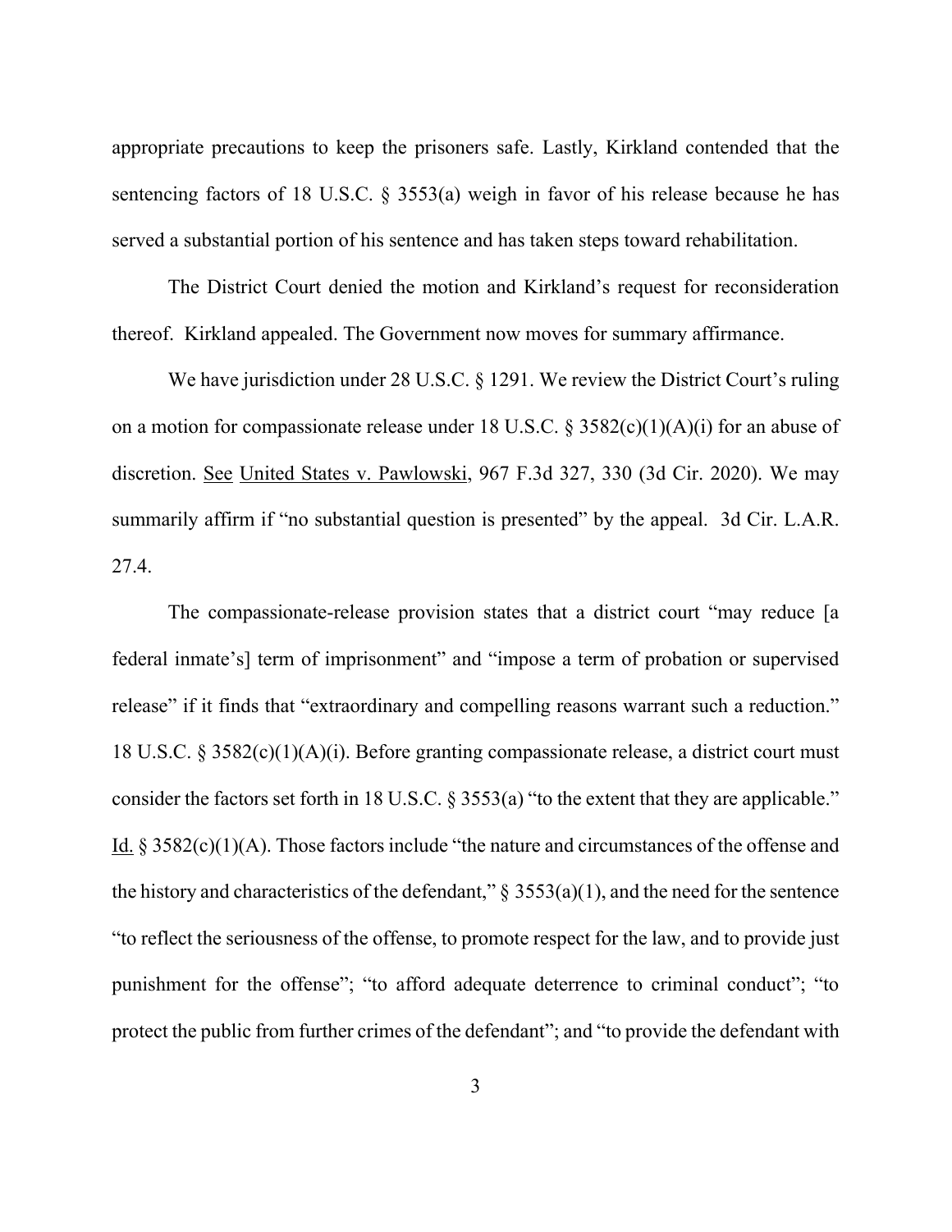appropriate precautions to keep the prisoners safe. Lastly, Kirkland contended that the sentencing factors of 18 U.S.C. § 3553(a) weigh in favor of his release because he has served a substantial portion of his sentence and has taken steps toward rehabilitation.

The District Court denied the motion and Kirkland's request for reconsideration thereof. Kirkland appealed. The Government now moves for summary affirmance.

We have jurisdiction under 28 U.S.C. § 1291. We review the District Court's ruling on a motion for compassionate release under 18 U.S.C. § 3582(c)(1)(A)(i) for an abuse of discretion. See United States v. Pawlowski, 967 F.3d 327, 330 (3d Cir. 2020). We may summarily affirm if "no substantial question is presented" by the appeal. 3d Cir. L.A.R. 27.4.

The compassionate-release provision states that a district court "may reduce [a federal inmate's] term of imprisonment" and "impose a term of probation or supervised release" if it finds that "extraordinary and compelling reasons warrant such a reduction." 18 U.S.C. § 3582(c)(1)(A)(i). Before granting compassionate release, a district court must consider the factors set forth in 18 U.S.C. § 3553(a) "to the extent that they are applicable." Id. § 3582(c)(1)(A). Those factors include "the nature and circumstances of the offense and the history and characteristics of the defendant," § 3553(a)(1), and the need for the sentence "to reflect the seriousness of the offense, to promote respect for the law, and to provide just punishment for the offense"; "to afford adequate deterrence to criminal conduct"; "to protect the public from further crimes of the defendant"; and "to provide the defendant with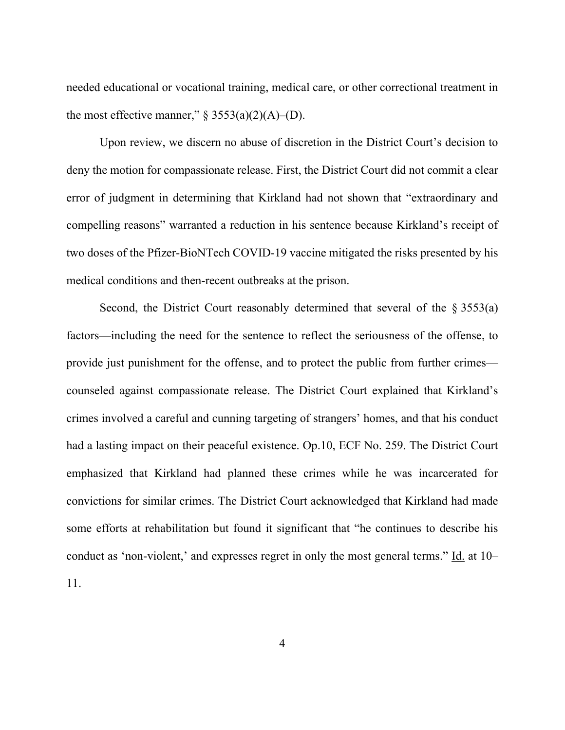needed educational or vocational training, medical care, or other correctional treatment in the most effective manner," § 3553(a)(2)(A)–(D).

Upon review, we discern no abuse of discretion in the District Court's decision to deny the motion for compassionate release. First, the District Court did not commit a clear error of judgment in determining that Kirkland had not shown that "extraordinary and compelling reasons" warranted a reduction in his sentence because Kirkland's receipt of two doses of the Pfizer-BioNTech COVID-19 vaccine mitigated the risks presented by his medical conditions and then-recent outbreaks at the prison.

Second, the District Court reasonably determined that several of the § 3553(a) factors—including the need for the sentence to reflect the seriousness of the offense, to provide just punishment for the offense, and to protect the public from further crimes—counseled against compassionate release. The District Court explained that Kirkland's crimes involved a careful and cunning targeting of strangers' homes, and that his conduct had a lasting impact on their peaceful existence. Op.10, ECF No. 259. The District Court emphasized that Kirkland had planned these crimes while he was incarcerated for convictions for similar crimes. The District Court acknowledged that Kirkland had made some efforts at rehabilitation but found it significant that "he continues to describe his conduct as 'non-violent,' and expresses regret in only the most general terms." Id. at 10–11.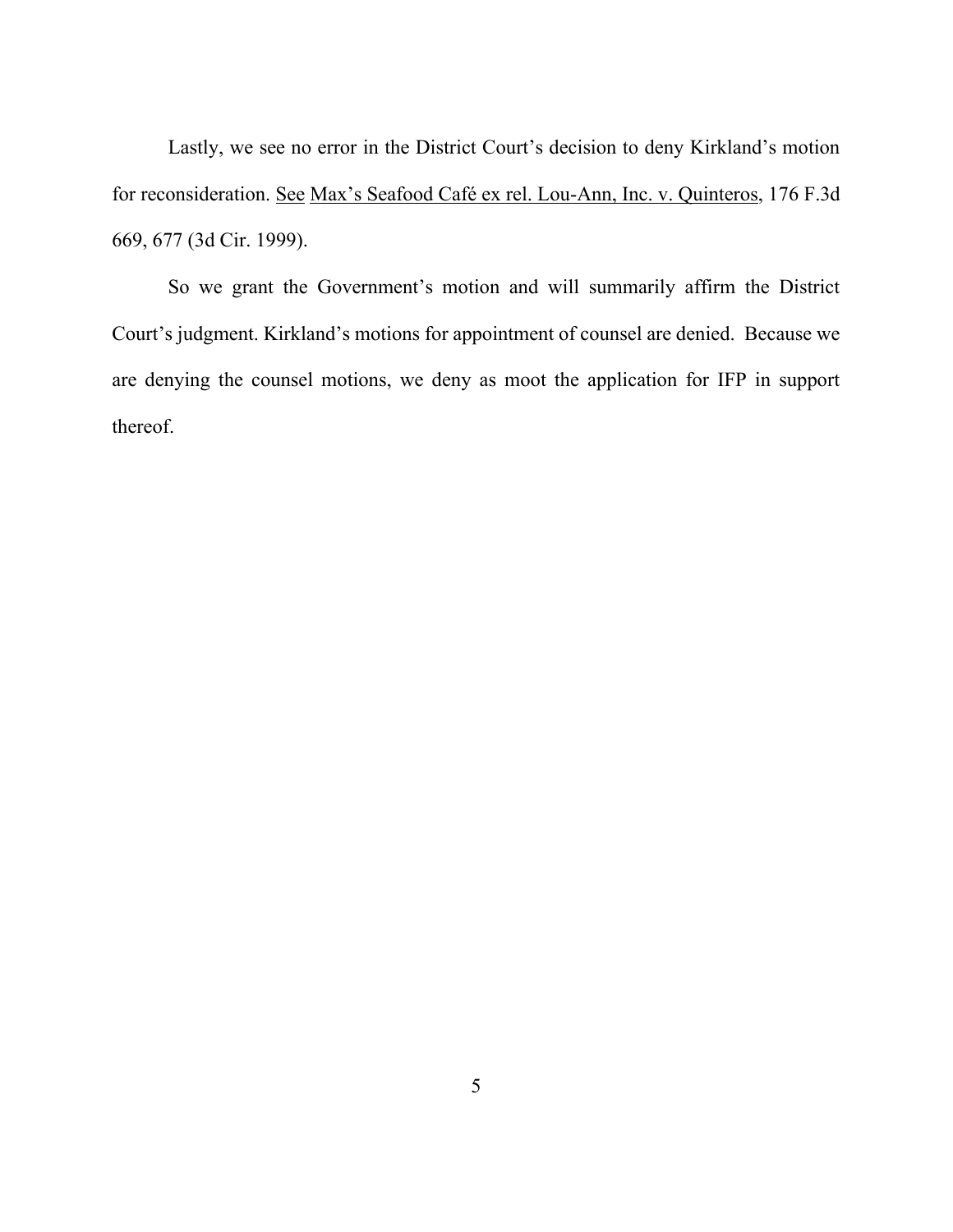Lastly, we see no error in the District Court's decision to deny Kirkland's motion for reconsideration. See Max's Seafood Café ex rel. Lou-Ann, Inc. v. Quinteros, 176 F.3d 669, 677 (3d Cir. 1999).

So we grant the Government's motion and will summarily affirm the District Court's judgment. Kirkland's motions for appointment of counsel are denied. Because we are denying the counsel motions, we deny as moot the application for IFP in support thereof.